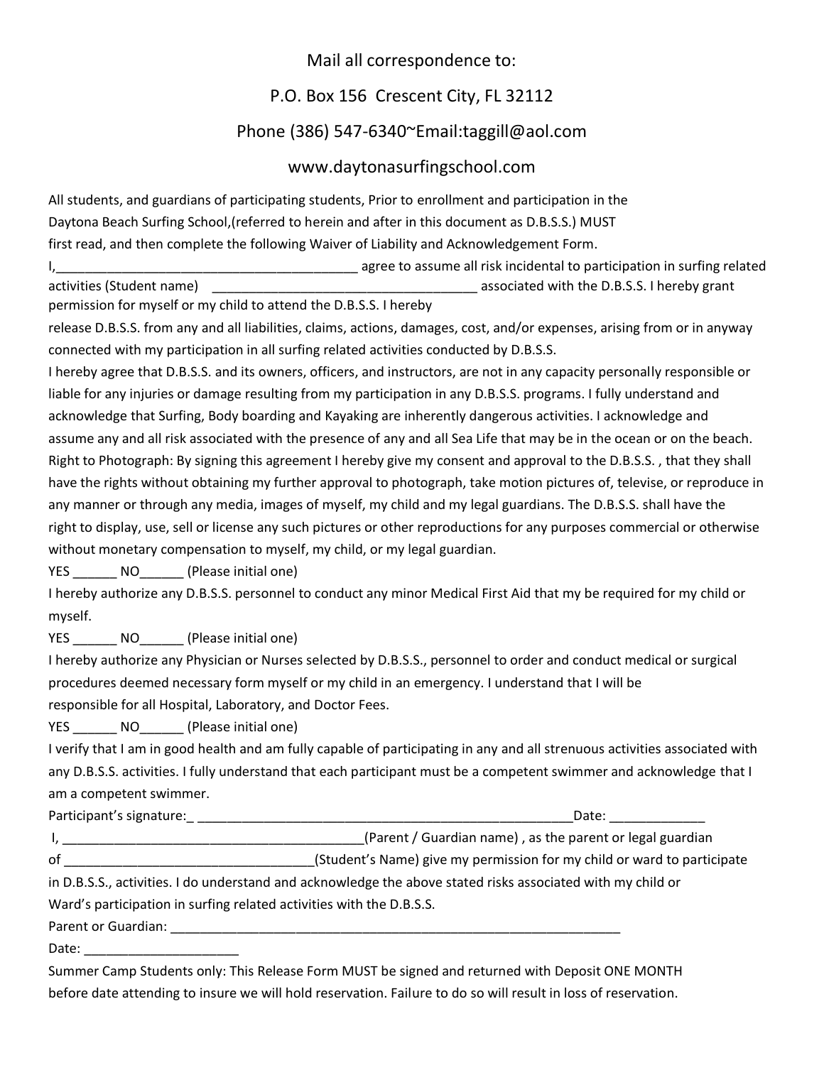Mail all correspondence to:

P.O. Box 156 Crescent City, FL 32112

Phone (386) 547-6340~Email:taggill@aol.com

www.daytonasurfingschool.com

All students, and guardians of participating students, Prior to enrollment and participation in the Daytona Beach Surfing School,(referred to herein and after in this document as D.B.S.S.) MUST first read, and then complete the following Waiver of Liability and Acknowledgement Form.

I,_________________________________________ agree to assume all risk incidental to participation in surfing related activities (Student name) ____________________________________ associated with the D.B.S.S. I hereby grant permission for myself or my child to attend the D.B.S.S. I hereby release D.B.S.S. from any and all liabilities, claims, actions, damages, cost, and/or expenses, arising from or in anyway connected with my participation in all surfing related activities conducted by D.B.S.S.

I hereby agree that D.B.S.S. and its owners, officers, and instructors, are not in any capacity personally responsible or liable for any injuries or damage resulting from my participation in any D.B.S.S. programs. I fully understand and acknowledge that Surfing, Body boarding and Kayaking are inherently dangerous activities. I acknowledge and assume any and all risk associated with the presence of any and all Sea Life that may be in the ocean or on the beach.

Right to Photograph: By signing this agreement I hereby give my consent and approval to the D.B.S.S. , that they shall have the rights without obtaining my further approval to photograph, take motion pictures of, televise, or reproduce in any manner or through any media, images of myself, my child and my legal guardians. The D.B.S.S. shall have the right to display, use, sell or license any such pictures or other reproductions for any purposes commercial or otherwise without monetary compensation to myself, my child, or my legal guardian.

YES ______ NO______ (Please initial one)

I hereby authorize any D.B.S.S. personnel to conduct any minor Medical First Aid that my be required for my child or myself.

YES ______ NO______ (Please initial one)

I hereby authorize any Physician or Nurses selected by D.B.S.S., personnel to order and conduct medical or surgical procedures deemed necessary form myself or my child in an emergency. I understand that I will be responsible for all Hospital, Laboratory, and Doctor Fees.

YES ______ NO______ (Please initial one)

I verify that I am in good health and am fully capable of participating in any and all strenuous activities associated with any D.B.S.S. activities. I fully understand that each participant must be a competent swimmer and acknowledge that I am a competent swimmer.

Participant's signature:_ ______________________________________________________Date: _____________

I, _________________________________________(Parent / Guardian name) , as the parent or legal guardian of __________________________________(Student's Name) give my permission for my child or ward to participate in D.B.S.S., activities. I do understand and acknowledge the above stated risks associated with my child or Ward's participation in surfing related activities with the D.B.S.S.

Parent or Guardian: _________________________________________________________________

Date: _____________________

Summer Camp Students only: This Release Form MUST be signed and returned with Deposit ONE MONTH before date attending to insure we will hold reservation. Failure to do so will result in loss of reservation.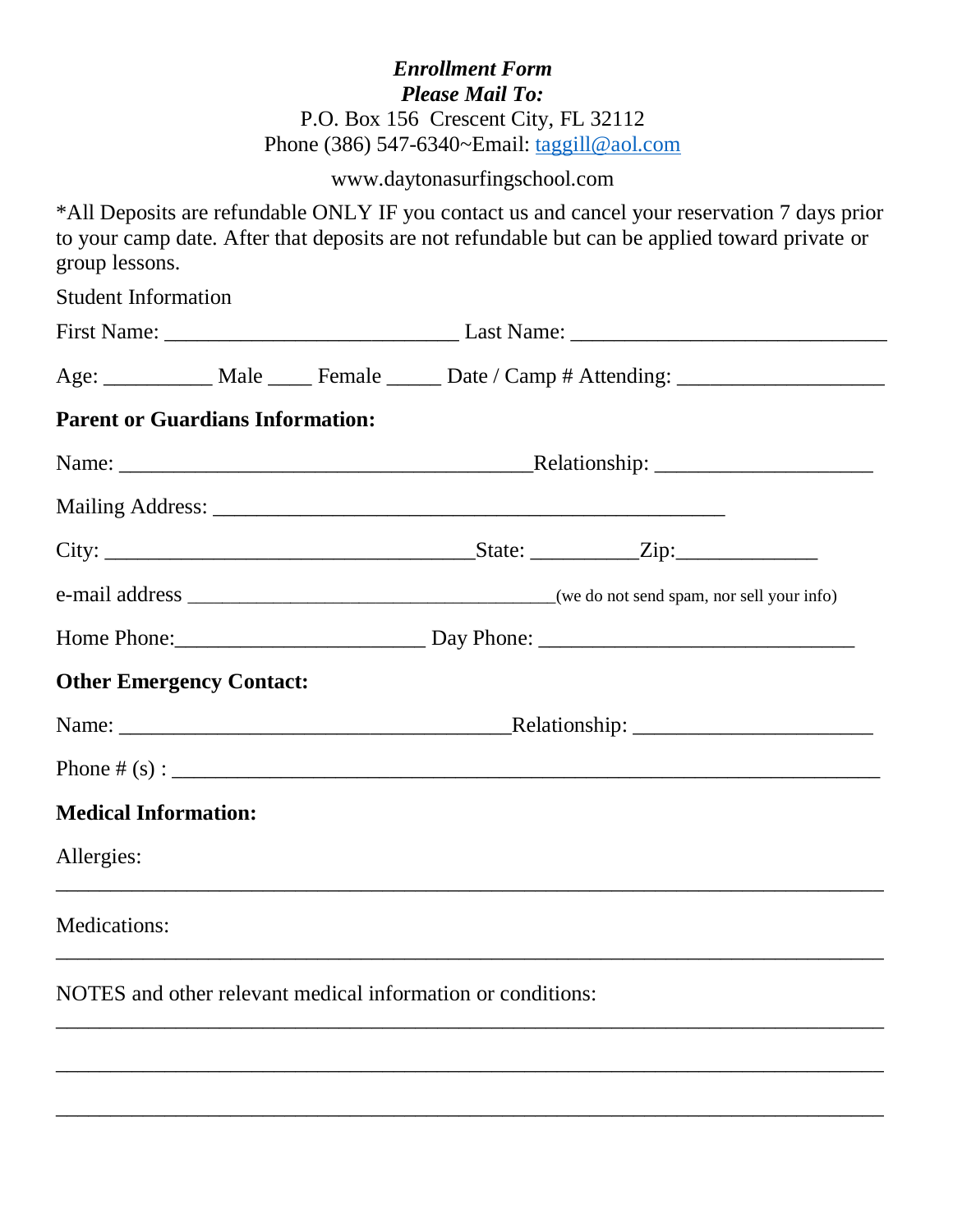***Enrollment Form***
***Please Mail To:***
P.O. Box 156 Crescent City, FL 32112
Phone (386) 547-6340~Email: taggill@aol.com

www.daytonasurfingschool.com

*All Deposits are refundable ONLY IF you contact us and cancel your reservation 7 days prior to your camp date. After that deposits are not refundable but can be applied toward private or group lessons.

Student Information

First Name: ___________________________ Last Name: _____________________________

Age: __________ Male ____ Female _____ Date / Camp # Attending: ___________________

**Parent or Guardians Information:**

Name: ______________________________________Relationship: ____________________

Mailing Address: _______________________________________________

City: __________________________________State: __________Zip:_____________

e-mail address _________________________________________(we do not send spam, nor sell your info)

Home Phone:_______________________ Day Phone: _____________________________

**Other Emergency Contact:**

Name: ___________________________________Relationship: ______________________

Phone # (s) : __________________________________________________________________

**Medical Information:**

Allergies:

_____________________________________________________________________________

Medications:

_____________________________________________________________________________

NOTES and other relevant medical information or conditions:

_____________________________________________________________________________

_____________________________________________________________________________

_____________________________________________________________________________